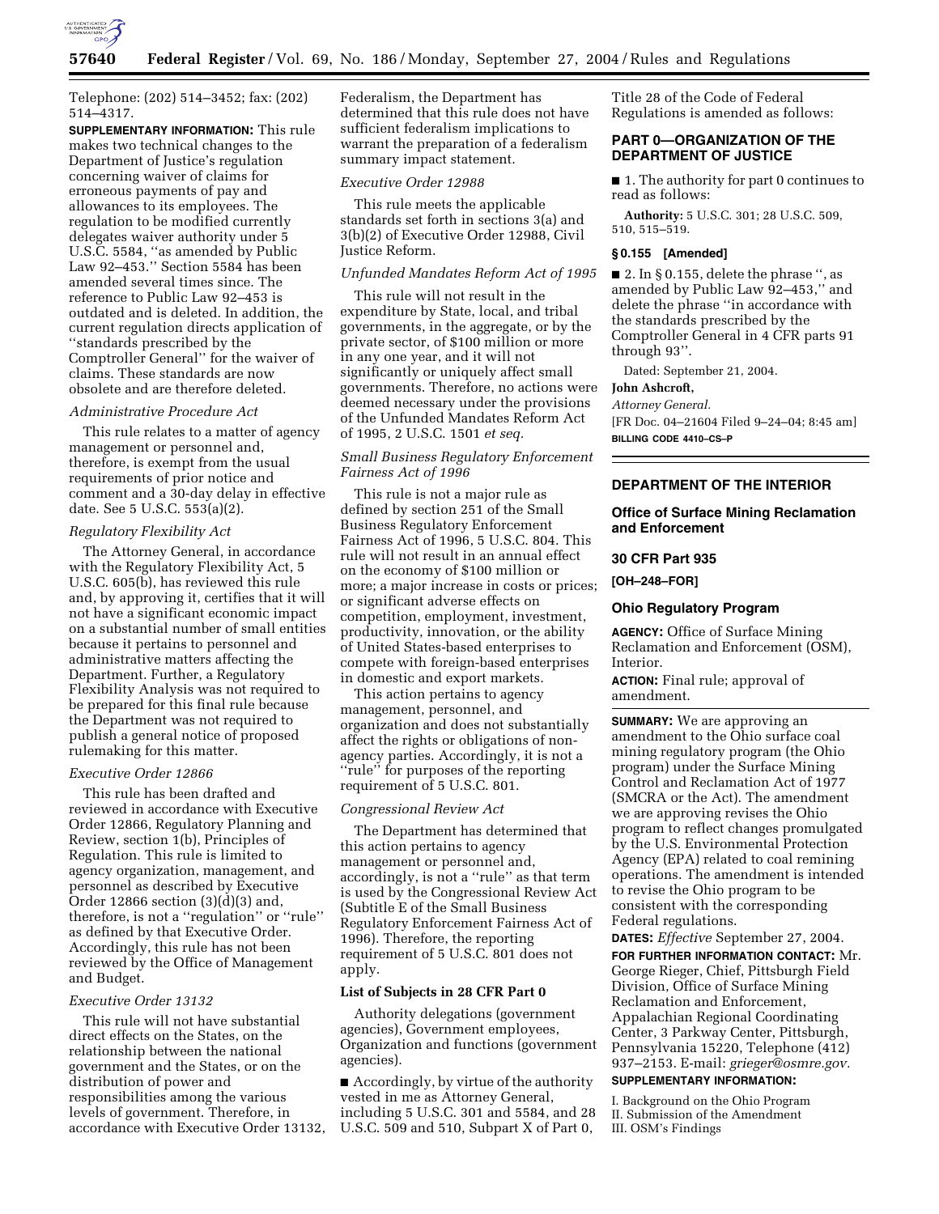Telephone: (202) 514–3452; fax: (202) 514–4317.

**SUPPLEMENTARY INFORMATION:** This rule makes two technical changes to the Department of Justice's regulation concerning waiver of claims for erroneous payments of pay and allowances to its employees. The regulation to be modified currently delegates waiver authority under 5 U.S.C. 5584, ''as amended by Public Law 92–453.'' Section 5584 has been amended several times since. The reference to Public Law 92–453 is outdated and is deleted. In addition, the current regulation directs application of ''standards prescribed by the Comptroller General'' for the waiver of claims. These standards are now obsolete and are therefore deleted.

*Administrative Procedure Act*

This rule relates to a matter of agency management or personnel and, therefore, is exempt from the usual requirements of prior notice and comment and a 30-day delay in effective date. See 5 U.S.C. 553(a)(2).

*Regulatory Flexibility Act*

The Attorney General, in accordance with the Regulatory Flexibility Act, 5 U.S.C. 605(b), has reviewed this rule and, by approving it, certifies that it will not have a significant economic impact on a substantial number of small entities because it pertains to personnel and administrative matters affecting the Department. Further, a Regulatory Flexibility Analysis was not required to be prepared for this final rule because the Department was not required to publish a general notice of proposed rulemaking for this matter.

*Executive Order 12866*

This rule has been drafted and reviewed in accordance with Executive Order 12866, Regulatory Planning and Review, section 1(b), Principles of Regulation. This rule is limited to agency organization, management, and personnel as described by Executive Order 12866 section (3)(d)(3) and, therefore, is not a ''regulation'' or ''rule'' as defined by that Executive Order. Accordingly, this rule has not been reviewed by the Office of Management and Budget.

*Executive Order 13132*

This rule will not have substantial direct effects on the States, on the relationship between the national government and the States, or on the distribution of power and responsibilities among the various levels of government. Therefore, in accordance with Executive Order 13132, Federalism, the Department has determined that this rule does not have sufficient federalism implications to warrant the preparation of a federalism summary impact statement.

*Executive Order 12988*

This rule meets the applicable standards set forth in sections 3(a) and 3(b)(2) of Executive Order 12988, Civil Justice Reform.

*Unfunded Mandates Reform Act of 1995*

This rule will not result in the expenditure by State, local, and tribal governments, in the aggregate, or by the private sector, of $100 million or more in any one year, and it will not significantly or uniquely affect small governments. Therefore, no actions were deemed necessary under the provisions of the Unfunded Mandates Reform Act of 1995, 2 U.S.C. 1501 *et seq.*

*Small Business Regulatory Enforcement Fairness Act of 1996*

This rule is not a major rule as defined by section 251 of the Small Business Regulatory Enforcement Fairness Act of 1996, 5 U.S.C. 804. This rule will not result in an annual effect on the economy of $100 million or more; a major increase in costs or prices; or significant adverse effects on competition, employment, investment, productivity, innovation, or the ability of United States-based enterprises to compete with foreign-based enterprises in domestic and export markets.

This action pertains to agency management, personnel, and organization and does not substantially affect the rights or obligations of non-agency parties. Accordingly, it is not a ''rule'' for purposes of the reporting requirement of 5 U.S.C. 801.

*Congressional Review Act*

The Department has determined that this action pertains to agency management or personnel and, accordingly, is not a ''rule'' as that term is used by the Congressional Review Act (Subtitle E of the Small Business Regulatory Enforcement Fairness Act of 1996). Therefore, the reporting requirement of 5 U.S.C. 801 does not apply.

**List of Subjects in 28 CFR Part 0**

Authority delegations (government agencies), Government employees, Organization and functions (government agencies).

■ Accordingly, by virtue of the authority vested in me as Attorney General, including 5 U.S.C. 301 and 5584, and 28 U.S.C. 509 and 510, Subpart X of Part 0, Title 28 of the Code of Federal Regulations is amended as follows:

## PART 0—ORGANIZATION OF THE DEPARTMENT OF JUSTICE

■ 1. The authority for part 0 continues to read as follows:

**Authority:** 5 U.S.C. 301; 28 U.S.C. 509, 510, 515–519.

**§ 0.155 [Amended]**

■ 2. In § 0.155, delete the phrase '', as amended by Public Law 92–453,'' and delete the phrase ''in accordance with the standards prescribed by the Comptroller General in 4 CFR parts 91 through 93''.

Dated: September 21, 2004.

**John Ashcroft,**

*Attorney General.*

[FR Doc. 04–21604 Filed 9–24–04; 8:45 am]

**BILLING CODE 4410–CS–P**

---

## DEPARTMENT OF THE INTERIOR

### Office of Surface Mining Reclamation and Enforcement

### 30 CFR Part 935

**[OH–248–FOR]**

### Ohio Regulatory Program

**AGENCY:** Office of Surface Mining Reclamation and Enforcement (OSM), Interior.

**ACTION:** Final rule; approval of amendment.

**SUMMARY:** We are approving an amendment to the Ohio surface coal mining regulatory program (the Ohio program) under the Surface Mining Control and Reclamation Act of 1977 (SMCRA or the Act). The amendment we are approving revises the Ohio program to reflect changes promulgated by the U.S. Environmental Protection Agency (EPA) related to coal remining operations. The amendment is intended to revise the Ohio program to be consistent with the corresponding Federal regulations.

**DATES:** *Effective* September 27, 2004.

**FOR FURTHER INFORMATION CONTACT:** Mr. George Rieger, Chief, Pittsburgh Field Division, Office of Surface Mining Reclamation and Enforcement, Appalachian Regional Coordinating Center, 3 Parkway Center, Pittsburgh, Pennsylvania 15220, Telephone (412) 937–2153. E-mail: *grieger@osmre.gov.*

**SUPPLEMENTARY INFORMATION:**

I. Background on the Ohio Program
II. Submission of the Amendment
III. OSM's Findings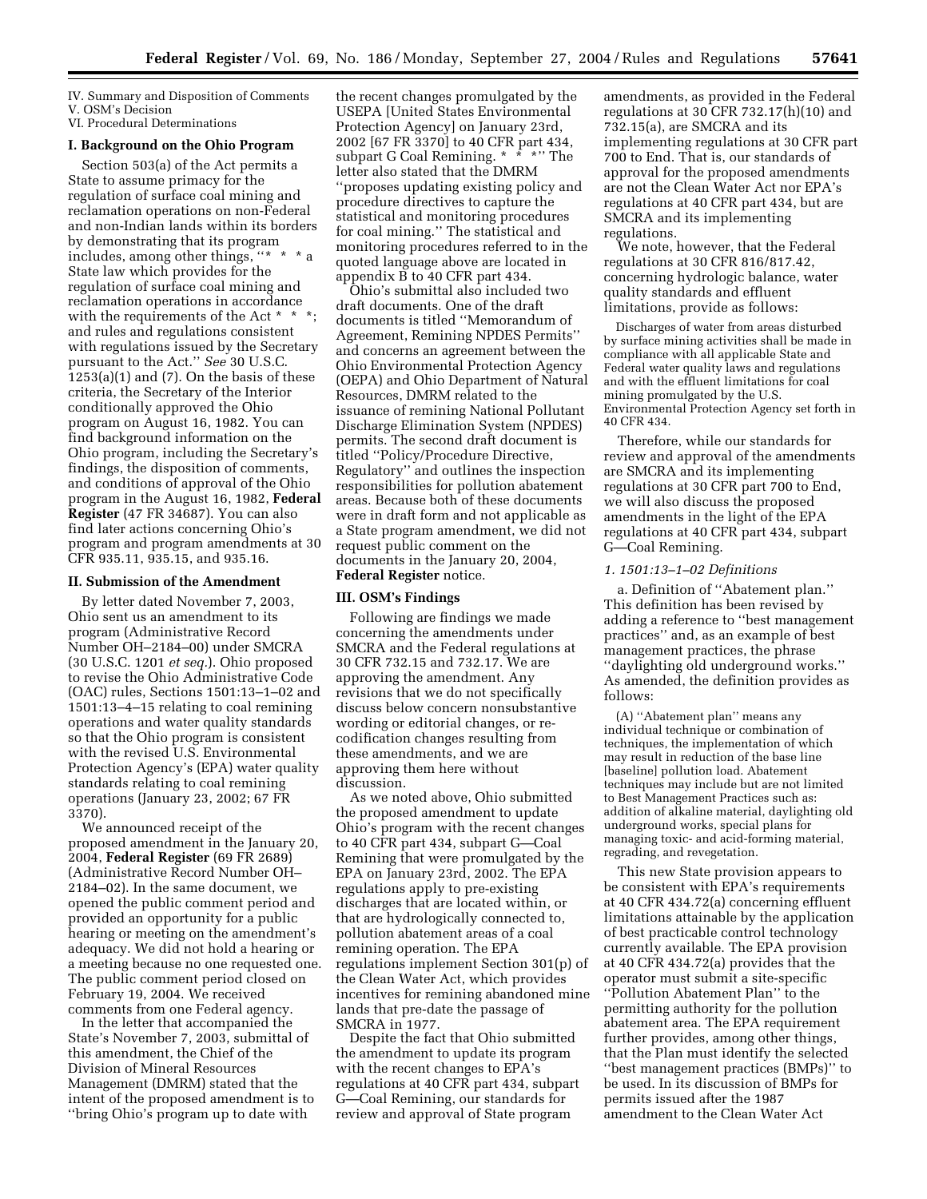IV. Summary and Disposition of Comments
V. OSM's Decision
VI. Procedural Determinations

## I. Background on the Ohio Program

Section 503(a) of the Act permits a State to assume primacy for the regulation of surface coal mining and reclamation operations on non-Federal and non-Indian lands within its borders by demonstrating that its program includes, among other things, "* * * a State law which provides for the regulation of surface coal mining and reclamation operations in accordance with the requirements of the Act * * *; and rules and regulations consistent with regulations issued by the Secretary pursuant to the Act." *See* 30 U.S.C. 1253(a)(1) and (7). On the basis of these criteria, the Secretary of the Interior conditionally approved the Ohio program on August 16, 1982. You can find background information on the Ohio program, including the Secretary's findings, the disposition of comments, and conditions of approval of the Ohio program in the August 16, 1982, **Federal Register** (47 FR 34687). You can also find later actions concerning Ohio's program and program amendments at 30 CFR 935.11, 935.15, and 935.16.

## II. Submission of the Amendment

By letter dated November 7, 2003, Ohio sent us an amendment to its program (Administrative Record Number OH–2184–00) under SMCRA (30 U.S.C. 1201 *et seq.*). Ohio proposed to revise the Ohio Administrative Code (OAC) rules, Sections 1501:13–1–02 and 1501:13–4–15 relating to coal remining operations and water quality standards so that the Ohio program is consistent with the revised U.S. Environmental Protection Agency's (EPA) water quality standards relating to coal remining operations (January 23, 2002; 67 FR 3370).

We announced receipt of the proposed amendment in the January 20, 2004, **Federal Register** (69 FR 2689) (Administrative Record Number OH–2184–02). In the same document, we opened the public comment period and provided an opportunity for a public hearing or meeting on the amendment's adequacy. We did not hold a hearing or a meeting because no one requested one. The public comment period closed on February 19, 2004. We received comments from one Federal agency.

In the letter that accompanied the State's November 7, 2003, submittal of this amendment, the Chief of the Division of Mineral Resources Management (DMRM) stated that the intent of the proposed amendment is to "bring Ohio's program up to date with the recent changes promulgated by the USEPA [United States Environmental Protection Agency] on January 23rd, 2002 [67 FR 3370] to 40 CFR part 434, subpart G Coal Remining. * * *" The letter also stated that the DMRM "proposes updating existing policy and procedure directives to capture the statistical and monitoring procedures for coal mining." The statistical and monitoring procedures referred to in the quoted language above are located in appendix B to 40 CFR part 434.

Ohio's submittal also included two draft documents. One of the draft documents is titled "Memorandum of Agreement, Remining NPDES Permits" and concerns an agreement between the Ohio Environmental Protection Agency (OEPA) and Ohio Department of Natural Resources, DMRM related to the issuance of remining National Pollutant Discharge Elimination System (NPDES) permits. The second draft document is titled "Policy/Procedure Directive, Regulatory" and outlines the inspection responsibilities for pollution abatement areas. Because both of these documents were in draft form and not applicable as a State program amendment, we did not request public comment on the documents in the January 20, 2004, **Federal Register** notice.

## III. OSM's Findings

Following are findings we made concerning the amendments under SMCRA and the Federal regulations at 30 CFR 732.15 and 732.17. We are approving the amendment. Any revisions that we do not specifically discuss below concern nonsubstantive wording or editorial changes, or re-codification changes resulting from these amendments, and we are approving them here without discussion.

As we noted above, Ohio submitted the proposed amendment to update Ohio's program with the recent changes to 40 CFR part 434, subpart G—Coal Remining that were promulgated by the EPA on January 23rd, 2002. The EPA regulations apply to pre-existing discharges that are located within, or that are hydrologically connected to, pollution abatement areas of a coal remining operation. The EPA regulations implement Section 301(p) of the Clean Water Act, which provides incentives for remining abandoned mine lands that pre-date the passage of SMCRA in 1977.

Despite the fact that Ohio submitted the amendment to update its program with the recent changes to EPA's regulations at 40 CFR part 434, subpart G—Coal Remining, our standards for review and approval of State program amendments, as provided in the Federal regulations at 30 CFR 732.17(h)(10) and 732.15(a), are SMCRA and its implementing regulations at 30 CFR part 700 to End. That is, our standards of approval for the proposed amendments are not the Clean Water Act nor EPA's regulations at 40 CFR part 434, but are SMCRA and its implementing regulations.

We note, however, that the Federal regulations at 30 CFR 816/817.42, concerning hydrologic balance, water quality standards and effluent limitations, provide as follows:

> Discharges of water from areas disturbed by surface mining activities shall be made in compliance with all applicable State and Federal water quality laws and regulations and with the effluent limitations for coal mining promulgated by the U.S. Environmental Protection Agency set forth in 40 CFR 434.

Therefore, while our standards for review and approval of the amendments are SMCRA and its implementing regulations at 30 CFR part 700 to End, we will also discuss the proposed amendments in the light of the EPA regulations at 40 CFR part 434, subpart G—Coal Remining.

### *1. 1501:13–1–02 Definitions*

a. Definition of "Abatement plan." This definition has been revised by adding a reference to "best management practices" and, as an example of best management practices, the phrase "daylighting old underground works." As amended, the definition provides as follows:

> (A) "Abatement plan" means any individual technique or combination of techniques, the implementation of which may result in reduction of the base line [baseline] pollution load. Abatement techniques may include but are not limited to Best Management Practices such as: addition of alkaline material, daylighting old underground works, special plans for managing toxic- and acid-forming material, regrading, and revegetation.

This new State provision appears to be consistent with EPA's requirements at 40 CFR 434.72(a) concerning effluent limitations attainable by the application of best practicable control technology currently available. The EPA provision at 40 CFR 434.72(a) provides that the operator must submit a site-specific "Pollution Abatement Plan" to the permitting authority for the pollution abatement area. The EPA requirement further provides, among other things, that the Plan must identify the selected "best management practices (BMPs)" to be used. In its discussion of BMPs for permits issued after the 1987 amendment to the Clean Water Act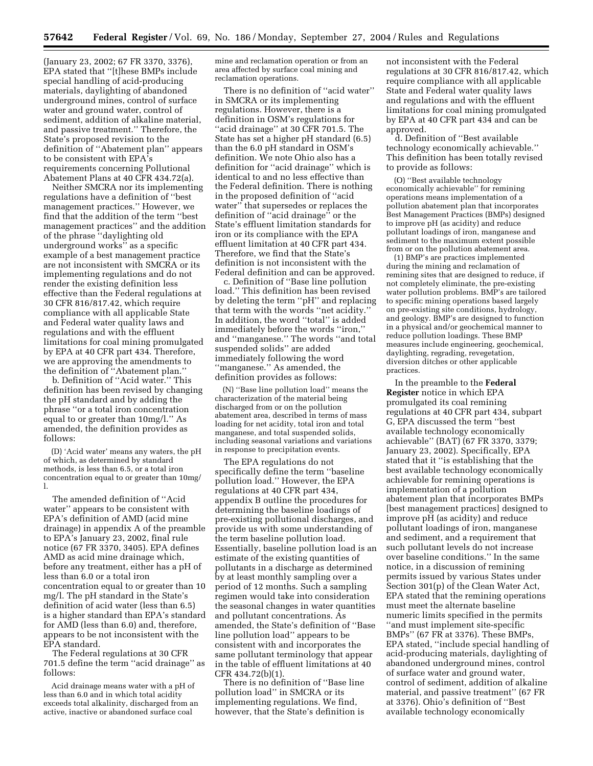(January 23, 2002; 67 FR 3370, 3376), EPA stated that ''[t]hese BMPs include special handling of acid-producing materials, daylighting of abandoned underground mines, control of surface water and ground water, control of sediment, addition of alkaline material, and passive treatment.'' Therefore, the State's proposed revision to the definition of ''Abatement plan'' appears to be consistent with EPA's requirements concerning Pollutional Abatement Plans at 40 CFR 434.72(a).

Neither SMCRA nor its implementing regulations have a definition of ''best management practices.'' However, we find that the addition of the term ''best management practices'' and the addition of the phrase ''daylighting old underground works'' as a specific example of a best management practice are not inconsistent with SMCRA or its implementing regulations and do not render the existing definition less effective than the Federal regulations at 30 CFR 816/817.42, which require compliance with all applicable State and Federal water quality laws and regulations and with the effluent limitations for coal mining promulgated by EPA at 40 CFR part 434. Therefore, we are approving the amendments to the definition of ''Abatement plan.''

b. Definition of ''Acid water.'' This definition has been revised by changing the pH standard and by adding the phrase ''or a total iron concentration equal to or greater than 10mg/l.'' As amended, the definition provides as follows:

> (D) 'Acid water' means any waters, the pH of which, as determined by standard methods, is less than 6.5, or a total iron concentration equal to or greater than 10mg/l.

The amended definition of ''Acid water'' appears to be consistent with EPA's definition of AMD (acid mine drainage) in appendix A of the preamble to EPA's January 23, 2002, final rule notice (67 FR 3370, 3405). EPA defines AMD as acid mine drainage which, before any treatment, either has a pH of less than 6.0 or a total iron concentration equal to or greater than 10 mg/l. The pH standard in the State's definition of acid water (less than 6.5) is a higher standard than EPA's standard for AMD (less than 6.0) and, therefore, appears to be not inconsistent with the EPA standard.

The Federal regulations at 30 CFR 701.5 define the term ''acid drainage'' as follows:

> Acid drainage means water with a pH of less than 6.0 and in which total acidity exceeds total alkalinity, discharged from an active, inactive or abandoned surface coal mine and reclamation operation or from an area affected by surface coal mining and reclamation operations.

There is no definition of ''acid water'' in SMCRA or its implementing regulations. However, there is a definition in OSM's regulations for ''acid drainage'' at 30 CFR 701.5. The State has set a higher pH standard (6.5) than the 6.0 pH standard in OSM's definition. We note Ohio also has a definition for ''acid drainage'' which is identical to and no less effective than the Federal definition. There is nothing in the proposed definition of ''acid water'' that supersedes or replaces the definition of ''acid drainage'' or the State's effluent limitation standards for iron or its compliance with the EPA effluent limitation at 40 CFR part 434. Therefore, we find that the State's definition is not inconsistent with the Federal definition and can be approved.

c. Definition of ''Base line pollution load.'' This definition has been revised by deleting the term ''pH'' and replacing that term with the words ''net acidity.'' In addition, the word ''total'' is added immediately before the words ''iron,'' and ''manganese.'' The words ''and total suspended solids'' are added immediately following the word ''manganese.'' As amended, the definition provides as follows:

> (N) ''Base line pollution load'' means the characterization of the material being discharged from or on the pollution abatement area, described in terms of mass loading for net acidity, total iron and total manganese, and total suspended solids, including seasonal variations and variations in response to precipitation events.

The EPA regulations do not specifically define the term ''baseline pollution load.'' However, the EPA regulations at 40 CFR part 434, appendix B outline the procedures for determining the baseline loadings of pre-existing pollutional discharges, and provide us with some understanding of the term baseline pollution load. Essentially, baseline pollution load is an estimate of the existing quantities of pollutants in a discharge as determined by at least monthly sampling over a period of 12 months. Such a sampling regimen would take into consideration the seasonal changes in water quantities and pollutant concentrations. As amended, the State's definition of ''Base line pollution load'' appears to be consistent with and incorporates the same pollutant terminology that appear in the table of effluent limitations at 40 CFR 434.72(b)(1).

There is no definition of ''Base line pollution load'' in SMCRA or its implementing regulations. We find, however, that the State's definition is not inconsistent with the Federal regulations at 30 CFR 816/817.42, which require compliance with all applicable State and Federal water quality laws and regulations and with the effluent limitations for coal mining promulgated by EPA at 40 CFR part 434 and can be approved.

d. Definition of ''Best available technology economically achievable.'' This definition has been totally revised to provide as follows:

> (O) ''Best available technology economically achievable'' for remining operations means implementation of a pollution abatement plan that incorporates Best Management Practices (BMPs) designed to improve pH (as acidity) and reduce pollutant loadings of iron, manganese and sediment to the maximum extent possible from or on the pollution abatement area.
>
> (1) BMP's are practices implemented during the mining and reclamation of remining sites that are designed to reduce, if not completely eliminate, the pre-existing water pollution problems. BMP's are tailored to specific mining operations based largely on pre-existing site conditions, hydrology, and geology. BMP's are designed to function in a physical and/or geochemical manner to reduce pollution loadings. These BMP measures include engineering, geochemical, daylighting, regrading, revegetation, diversion ditches or other applicable practices.

In the preamble to the **Federal Register** notice in which EPA promulgated its coal remining regulations at 40 CFR part 434, subpart G, EPA discussed the term ''best available technology economically achievable'' (BAT) (67 FR 3370, 3379; January 23, 2002). Specifically, EPA stated that it ''is establishing that the best available technology economically achievable for remining operations is implementation of a pollution abatement plan that incorporates BMPs [best management practices] designed to improve pH (as acidity) and reduce pollutant loadings of iron, manganese and sediment, and a requirement that such pollutant levels do not increase over baseline conditions.'' In the same notice, in a discussion of remining permits issued by various States under Section 301(p) of the Clean Water Act, EPA stated that the remining operations must meet the alternate baseline numeric limits specified in the permits ''and must implement site-specific BMPs'' (67 FR at 3376). These BMPs, EPA stated, ''include special handling of acid-producing materials, daylighting of abandoned underground mines, control of surface water and ground water, control of sediment, addition of alkaline material, and passive treatment'' (67 FR at 3376). Ohio's definition of ''Best available technology economically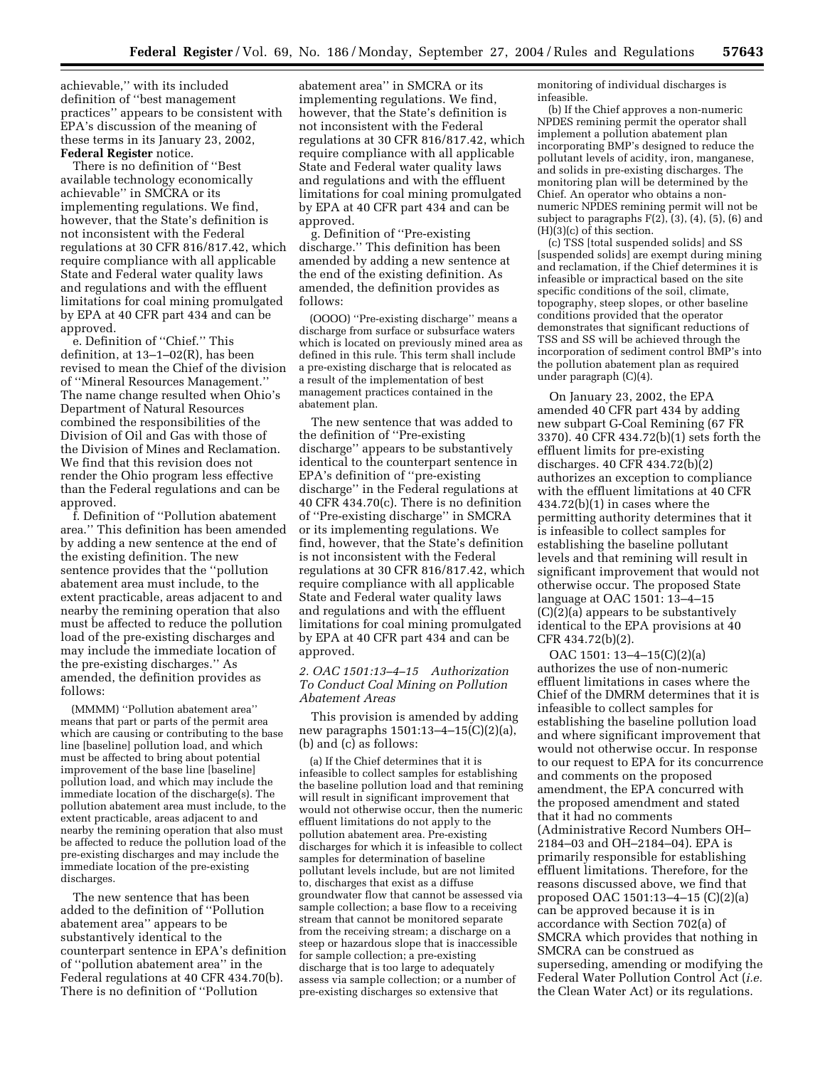achievable,'' with its included definition of ''best management practices'' appears to be consistent with EPA's discussion of the meaning of these terms in its January 23, 2002, **Federal Register** notice.

There is no definition of ''Best available technology economically achievable'' in SMCRA or its implementing regulations. We find, however, that the State's definition is not inconsistent with the Federal regulations at 30 CFR 816/817.42, which require compliance with all applicable State and Federal water quality laws and regulations and with the effluent limitations for coal mining promulgated by EPA at 40 CFR part 434 and can be approved.

e. Definition of ''Chief.'' This definition, at 13–1–02(R), has been revised to mean the Chief of the division of ''Mineral Resources Management.'' The name change resulted when Ohio's Department of Natural Resources combined the responsibilities of the Division of Oil and Gas with those of the Division of Mines and Reclamation. We find that this revision does not render the Ohio program less effective than the Federal regulations and can be approved.

f. Definition of ''Pollution abatement area.'' This definition has been amended by adding a new sentence at the end of the existing definition. The new sentence provides that the ''pollution abatement area must include, to the extent practicable, areas adjacent to and nearby the remining operation that also must be affected to reduce the pollution load of the pre-existing discharges and may include the immediate location of the pre-existing discharges.'' As amended, the definition provides as follows:

> (MMMM) ''Pollution abatement area'' means that part or parts of the permit area which are causing or contributing to the base line [baseline] pollution load, and which must be affected to bring about potential improvement of the base line [baseline] pollution load, and which may include the immediate location of the discharge(s). The pollution abatement area must include, to the extent practicable, areas adjacent to and nearby the remining operation that also must be affected to reduce the pollution load of the pre-existing discharges and may include the immediate location of the pre-existing discharges.

The new sentence that has been added to the definition of ''Pollution abatement area'' appears to be substantively identical to the counterpart sentence in EPA's definition of ''pollution abatement area'' in the Federal regulations at 40 CFR 434.70(b). There is no definition of ''Pollution abatement area'' in SMCRA or its implementing regulations. We find, however, that the State's definition is not inconsistent with the Federal regulations at 30 CFR 816/817.42, which require compliance with all applicable State and Federal water quality laws and regulations and with the effluent limitations for coal mining promulgated by EPA at 40 CFR part 434 and can be approved.

g. Definition of ''Pre-existing discharge.'' This definition has been amended by adding a new sentence at the end of the existing definition. As amended, the definition provides as follows:

> (OOOO) ''Pre-existing discharge'' means a discharge from surface or subsurface waters which is located on previously mined area as defined in this rule. This term shall include a pre-existing discharge that is relocated as a result of the implementation of best management practices contained in the abatement plan.

The new sentence that was added to the definition of ''Pre-existing discharge'' appears to be substantively identical to the counterpart sentence in EPA's definition of ''pre-existing discharge'' in the Federal regulations at 40 CFR 434.70(c). There is no definition of ''Pre-existing discharge'' in SMCRA or its implementing regulations. We find, however, that the State's definition is not inconsistent with the Federal regulations at 30 CFR 816/817.42, which require compliance with all applicable State and Federal water quality laws and regulations and with the effluent limitations for coal mining promulgated by EPA at 40 CFR part 434 and can be approved.

### *2. OAC 1501:13–4–15 Authorization To Conduct Coal Mining on Pollution Abatement Areas*

This provision is amended by adding new paragraphs 1501:13–4–15(C)(2)(a), (b) and (c) as follows:

> (a) If the Chief determines that it is infeasible to collect samples for establishing the baseline pollution load and that remining will result in significant improvement that would not otherwise occur, then the numeric effluent limitations do not apply to the pollution abatement area. Pre-existing discharges for which it is infeasible to collect samples for determination of baseline pollutant levels include, but are not limited to, discharges that exist as a diffuse groundwater flow that cannot be assessed via sample collection; a base flow to a receiving stream that cannot be monitored separate from the receiving stream; a discharge on a steep or hazardous slope that is inaccessible for sample collection; a pre-existing discharge that is too large to adequately assess via sample collection; or a number of pre-existing discharges so extensive that monitoring of individual discharges is infeasible.
>
> (b) If the Chief approves a non-numeric NPDES remining permit the operator shall implement a pollution abatement plan incorporating BMP's designed to reduce the pollutant levels of acidity, iron, manganese, and solids in pre-existing discharges. The monitoring plan will be determined by the Chief. An operator who obtains a non-numeric NPDES remining permit will not be subject to paragraphs F(2), (3), (4), (5), (6) and (H)(3)(c) of this section.
>
> (c) TSS [total suspended solids] and SS [suspended solids] are exempt during mining and reclamation, if the Chief determines it is infeasible or impractical based on the site specific conditions of the soil, climate, topography, steep slopes, or other baseline conditions provided that the operator demonstrates that significant reductions of TSS and SS will be achieved through the incorporation of sediment control BMP's into the pollution abatement plan as required under paragraph (C)(4).

On January 23, 2002, the EPA amended 40 CFR part 434 by adding new subpart G-Coal Remining (67 FR 3370). 40 CFR 434.72(b)(1) sets forth the effluent limits for pre-existing discharges. 40 CFR 434.72(b)(2) authorizes an exception to compliance with the effluent limitations at 40 CFR 434.72(b)(1) in cases where the permitting authority determines that it is infeasible to collect samples for establishing the baseline pollutant levels and that remining will result in significant improvement that would not otherwise occur. The proposed State language at OAC 1501: 13–4–15 (C)(2)(a) appears to be substantively identical to the EPA provisions at 40 CFR 434.72(b)(2).

OAC 1501: 13–4–15(C)(2)(a) authorizes the use of non-numeric effluent limitations in cases where the Chief of the DMRM determines that it is infeasible to collect samples for establishing the baseline pollution load and where significant improvement that would not otherwise occur. In response to our request to EPA for its concurrence and comments on the proposed amendment, the EPA concurred with the proposed amendment and stated that it had no comments (Administrative Record Numbers OH–2184–03 and OH–2184–04). EPA is primarily responsible for establishing effluent limitations. Therefore, for the reasons discussed above, we find that proposed OAC 1501:13–4–15 (C)(2)(a) can be approved because it is in accordance with Section 702(a) of SMCRA which provides that nothing in SMCRA can be construed as superseding, amending or modifying the Federal Water Pollution Control Act (*i.e.* the Clean Water Act) or its regulations.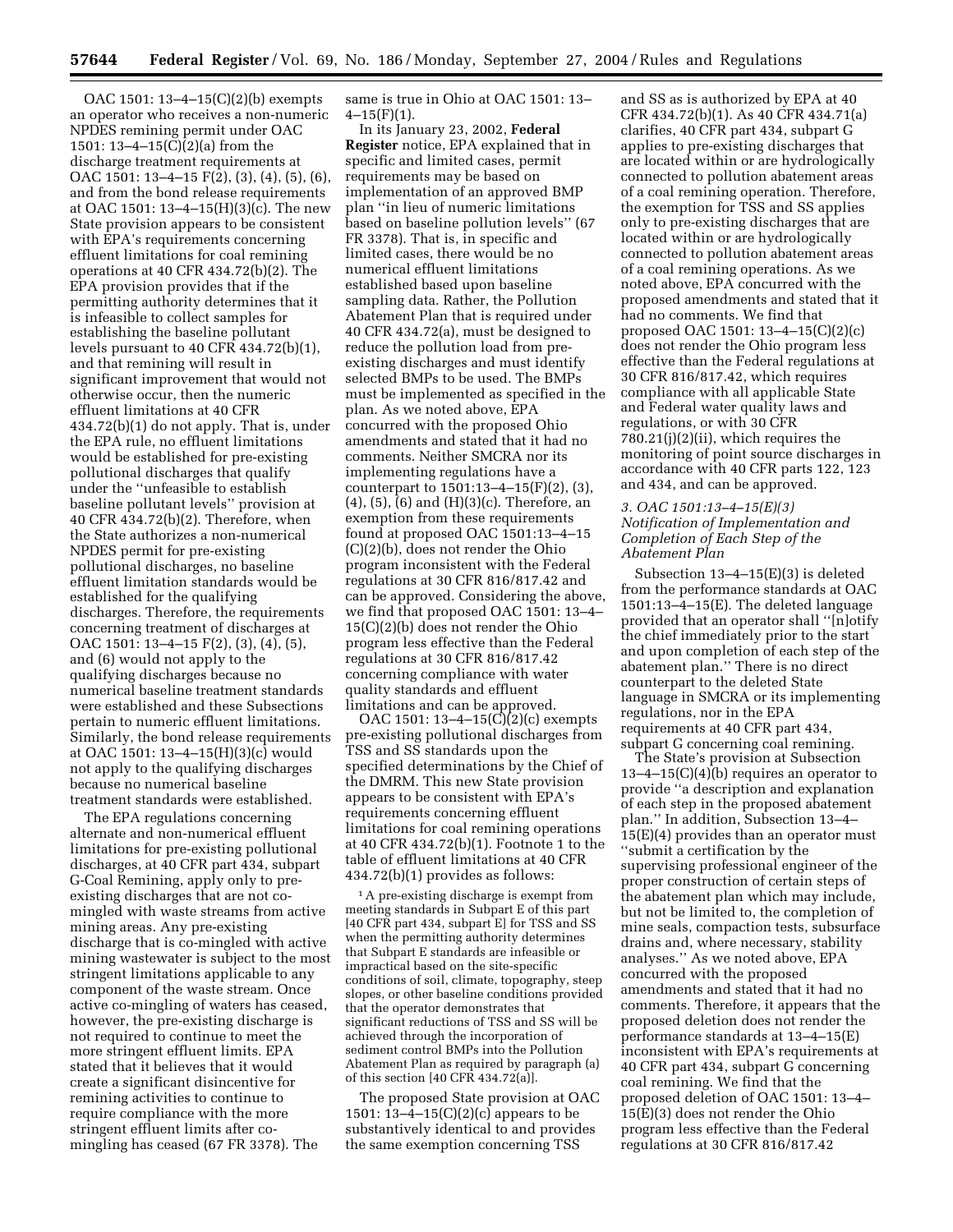OAC 1501: 13–4–15(C)(2)(b) exempts an operator who receives a non-numeric NPDES remining permit under OAC 1501: 13–4–15(C)(2)(a) from the discharge treatment requirements at OAC 1501: 13–4–15 F(2), (3), (4), (5), (6), and from the bond release requirements at OAC 1501: 13–4–15(H)(3)(c). The new State provision appears to be consistent with EPA's requirements concerning effluent limitations for coal remining operations at 40 CFR 434.72(b)(2). The EPA provision provides that if the permitting authority determines that it is infeasible to collect samples for establishing the baseline pollutant levels pursuant to 40 CFR 434.72(b)(1), and that remining will result in significant improvement that would not otherwise occur, then the numeric effluent limitations at 40 CFR 434.72(b)(1) do not apply. That is, under the EPA rule, no effluent limitations would be established for pre-existing pollutional discharges that qualify under the "unfeasible to establish baseline pollutant levels" provision at 40 CFR 434.72(b)(2). Therefore, when the State authorizes a non-numerical NPDES permit for pre-existing pollutional discharges, no baseline effluent limitation standards would be established for the qualifying discharges. Therefore, the requirements concerning treatment of discharges at OAC 1501: 13–4–15 F(2), (3), (4), (5), and (6) would not apply to the qualifying discharges because no numerical baseline treatment standards were established and these Subsections pertain to numeric effluent limitations. Similarly, the bond release requirements at OAC 1501: 13–4–15(H)(3)(c) would not apply to the qualifying discharges because no numerical baseline treatment standards were established.

The EPA regulations concerning alternate and non-numerical effluent limitations for pre-existing pollutional discharges, at 40 CFR part 434, subpart G-Coal Remining, apply only to pre-existing discharges that are not co-mingled with waste streams from active mining areas. Any pre-existing discharge that is co-mingled with active mining wastewater is subject to the most stringent limitations applicable to any component of the waste stream. Once active co-mingling of waters has ceased, however, the pre-existing discharge is not required to continue to meet the more stringent effluent limits. EPA stated that it believes that it would create a significant disincentive for remining activities to continue to require compliance with the more stringent effluent limits after co-mingling has ceased (67 FR 3378). The same is true in Ohio at OAC 1501: 13–4–15(F)(1).

In its January 23, 2002, **Federal Register** notice, EPA explained that in specific and limited cases, permit requirements may be based on implementation of an approved BMP plan "in lieu of numeric limitations based on baseline pollution levels" (67 FR 3378). That is, in specific and limited cases, there would be no numerical effluent limitations established based upon baseline sampling data. Rather, the Pollution Abatement Plan that is required under 40 CFR 434.72(a), must be designed to reduce the pollution load from pre-existing discharges and must identify selected BMPs to be used. The BMPs must be implemented as specified in the plan. As we noted above, EPA concurred with the proposed Ohio amendments and stated that it had no comments. Neither SMCRA nor its implementing regulations have a counterpart to 1501:13–4–15(F)(2), (3), (4), (5), (6) and (H)(3)(c). Therefore, an exemption from these requirements found at proposed OAC 1501:13–4–15 (C)(2)(b), does not render the Ohio program inconsistent with the Federal regulations at 30 CFR 816/817.42 and can be approved. Considering the above, we find that proposed OAC 1501: 13–4–15(C)(2)(b) does not render the Ohio program less effective than the Federal regulations at 30 CFR 816/817.42 concerning compliance with water quality standards and effluent limitations and can be approved.

OAC 1501: 13–4–15(C)(2)(c) exempts pre-existing pollutional discharges from TSS and SS standards upon the specified determinations by the Chief of the DMRM. This new State provision appears to be consistent with EPA's requirements concerning effluent limitations for coal remining operations at 40 CFR 434.72(b)(1). Footnote 1 to the table of effluent limitations at 40 CFR 434.72(b)(1) provides as follows:

> [1] A pre-existing discharge is exempt from meeting standards in Subpart E of this part [40 CFR part 434, subpart E] for TSS and SS when the permitting authority determines that Subpart E standards are infeasible or impractical based on the site-specific conditions of soil, climate, topography, steep slopes, or other baseline conditions provided that the operator demonstrates that significant reductions of TSS and SS will be achieved through the incorporation of sediment control BMPs into the Pollution Abatement Plan as required by paragraph (a) of this section [40 CFR 434.72(a)].

The proposed State provision at OAC 1501: 13–4–15(C)(2)(c) appears to be substantively identical to and provides the same exemption concerning TSS and SS as is authorized by EPA at 40 CFR 434.72(b)(1). As 40 CFR 434.71(a) clarifies, 40 CFR part 434, subpart G applies to pre-existing discharges that are located within or are hydrologically connected to pollution abatement areas of a coal remining operation. Therefore, the exemption for TSS and SS applies only to pre-existing discharges that are located within or are hydrologically connected to pollution abatement areas of a coal remining operations. As we noted above, EPA concurred with the proposed amendments and stated that it had no comments. We find that proposed OAC 1501: 13–4–15(C)(2)(c) does not render the Ohio program less effective than the Federal regulations at 30 CFR 816/817.42, which requires compliance with all applicable State and Federal water quality laws and regulations, or with 30 CFR 780.21(j)(2)(ii), which requires the monitoring of point source discharges in accordance with 40 CFR parts 122, 123 and 434, and can be approved.

### *3. OAC 1501:13–4–15(E)(3) Notification of Implementation and Completion of Each Step of the Abatement Plan*

Subsection 13–4–15(E)(3) is deleted from the performance standards at OAC 1501:13–4–15(E). The deleted language provided that an operator shall "[n]otify the chief immediately prior to the start and upon completion of each step of the abatement plan." There is no direct counterpart to the deleted State language in SMCRA or its implementing regulations, nor in the EPA requirements at 40 CFR part 434, subpart G concerning coal remining.

The State's provision at Subsection 13–4–15(C)(4)(b) requires an operator to provide "a description and explanation of each step in the proposed abatement plan." In addition, Subsection 13–4–15(E)(4) provides that an operator must "submit a certification by the supervising professional engineer of the proper construction of certain steps of the abatement plan which may include, but not be limited to, the completion of mine seals, compaction tests, subsurface drains and, where necessary, stability analyses." As we noted above, EPA concurred with the proposed amendments and stated that it had no comments. Therefore, it appears that the proposed deletion does not render the performance standards at 13–4–15(E) inconsistent with EPA's requirements at 40 CFR part 434, subpart G concerning coal remining. We find that the proposed deletion of OAC 1501: 13–4–15(E)(3) does not render the Ohio program less effective than the Federal regulations at 30 CFR 816/817.42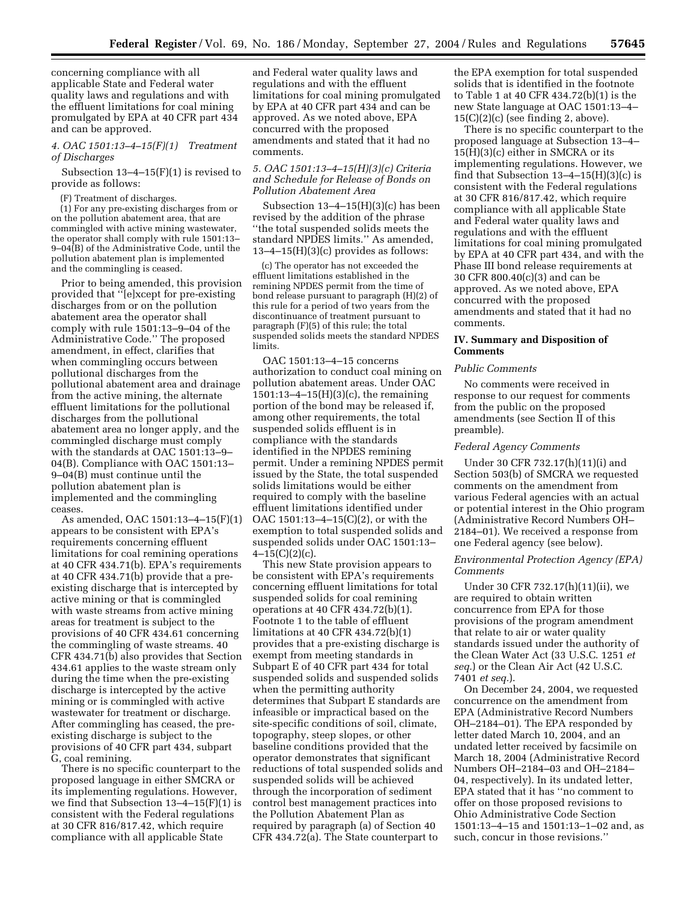concerning compliance with all applicable State and Federal water quality laws and regulations and with the effluent limitations for coal mining promulgated by EPA at 40 CFR part 434 and can be approved.

### *4. OAC 1501:13–4–15(F)(1) Treatment of Discharges*

Subsection 13–4–15(F)(1) is revised to provide as follows:

(F) Treatment of discharges.

(1) For any pre-existing discharges from or on the pollution abatement area, that are commingled with active mining wastewater, the operator shall comply with rule 1501:13–9–04(B) of the Administrative Code, until the pollution abatement plan is implemented and the commingling is ceased.

Prior to being amended, this provision provided that ''[e]xcept for pre-existing discharges from or on the pollution abatement area the operator shall comply with rule 1501:13–9–04 of the Administrative Code.'' The proposed amendment, in effect, clarifies that when commingling occurs between pollutional discharges from the pollutional abatement area and drainage from the active mining, the alternate effluent limitations for the pollutional discharges from the pollutional abatement area no longer apply, and the commingled discharge must comply with the standards at OAC 1501:13–9–04(B). Compliance with OAC 1501:13–9–04(B) must continue until the pollution abatement plan is implemented and the commingling ceases.

As amended, OAC 1501:13–4–15(F)(1) appears to be consistent with EPA's requirements concerning effluent limitations for coal remining operations at 40 CFR 434.71(b). EPA's requirements at 40 CFR 434.71(b) provide that a pre-existing discharge that is intercepted by active mining or that is commingled with waste streams from active mining areas for treatment is subject to the provisions of 40 CFR 434.61 concerning the commingling of waste streams. 40 CFR 434.71(b) also provides that Section 434.61 applies to the waste stream only during the time when the pre-existing discharge is intercepted by the active mining or is commingled with active wastewater for treatment or discharge. After commingling has ceased, the pre-existing discharge is subject to the provisions of 40 CFR part 434, subpart G, coal remining.

There is no specific counterpart to the proposed language in either SMCRA or its implementing regulations. However, we find that Subsection 13–4–15(F)(1) is consistent with the Federal regulations at 30 CFR 816/817.42, which require compliance with all applicable State and Federal water quality laws and regulations and with the effluent limitations for coal mining promulgated by EPA at 40 CFR part 434 and can be approved. As we noted above, EPA concurred with the proposed amendments and stated that it had no comments.

### *5. OAC 1501:13–4–15(H)(3)(c) Criteria and Schedule for Release of Bonds on Pollution Abatement Area*

Subsection 13–4–15(H)(3)(c) has been revised by the addition of the phrase ''the total suspended solids meets the standard NPDES limits.'' As amended, 13–4–15(H)(3)(c) provides as follows:

(c) The operator has not exceeded the effluent limitations established in the remining NPDES permit from the time of bond release pursuant to paragraph (H)(2) of this rule for a period of two years from the discontinuance of treatment pursuant to paragraph (F)(5) of this rule; the total suspended solids meets the standard NPDES limits.

OAC 1501:13–4–15 concerns authorization to conduct coal mining on pollution abatement areas. Under OAC 1501:13–4–15(H)(3)(c), the remaining portion of the bond may be released if, among other requirements, the total suspended solids effluent is in compliance with the standards identified in the NPDES remining permit. Under a remining NPDES permit issued by the State, the total suspended solids limitations would be either required to comply with the baseline effluent limitations identified under OAC 1501:13–4–15(C)(2), or with the exemption to total suspended solids and suspended solids under OAC 1501:13–4–15(C)(2)(c).

This new State provision appears to be consistent with EPA's requirements concerning effluent limitations for total suspended solids for coal remining operations at 40 CFR 434.72(b)(1). Footnote 1 to the table of effluent limitations at 40 CFR 434.72(b)(1) provides that a pre-existing discharge is exempt from meeting standards in Subpart E of 40 CFR part 434 for total suspended solids and suspended solids when the permitting authority determines that Subpart E standards are infeasible or impractical based on the site-specific conditions of soil, climate, topography, steep slopes, or other baseline conditions provided that the operator demonstrates that significant reductions of total suspended solids and suspended solids will be achieved through the incorporation of sediment control best management practices into the Pollution Abatement Plan as required by paragraph (a) of Section 40 CFR 434.72(a). The State counterpart to the EPA exemption for total suspended solids that is identified in the footnote to Table 1 at 40 CFR 434.72(b)(1) is the new State language at OAC 1501:13–4–15(C)(2)(c) (see finding 2, above).

There is no specific counterpart to the proposed language at Subsection 13–4–15(H)(3)(c) either in SMCRA or its implementing regulations. However, we find that Subsection 13–4–15(H)(3)(c) is consistent with the Federal regulations at 30 CFR 816/817.42, which require compliance with all applicable State and Federal water quality laws and regulations and with the effluent limitations for coal mining promulgated by EPA at 40 CFR part 434, and with the Phase III bond release requirements at 30 CFR 800.40(c)(3) and can be approved. As we noted above, EPA concurred with the proposed amendments and stated that it had no comments.

## IV. Summary and Disposition of Comments

### *Public Comments*

No comments were received in response to our request for comments from the public on the proposed amendments (see Section II of this preamble).

### *Federal Agency Comments*

Under 30 CFR 732.17(h)(11)(i) and Section 503(b) of SMCRA we requested comments on the amendment from various Federal agencies with an actual or potential interest in the Ohio program (Administrative Record Numbers OH–2184–01). We received a response from one Federal agency (see below).

### *Environmental Protection Agency (EPA) Comments*

Under 30 CFR 732.17(h)(11)(ii), we are required to obtain written concurrence from EPA for those provisions of the program amendment that relate to air or water quality standards issued under the authority of the Clean Water Act (33 U.S.C. 1251 *et seq.*) or the Clean Air Act (42 U.S.C. 7401 *et seq.*).

On December 24, 2004, we requested concurrence on the amendment from EPA (Administrative Record Numbers OH–2184–01). The EPA responded by letter dated March 10, 2004, and an undated letter received by facsimile on March 18, 2004 (Administrative Record Numbers OH–2184–03 and OH–2184–04, respectively). In its undated letter, EPA stated that it has ''no comment to offer on those proposed revisions to Ohio Administrative Code Section 1501:13–4–15 and 1501:13–1–02 and, as such, concur in those revisions.''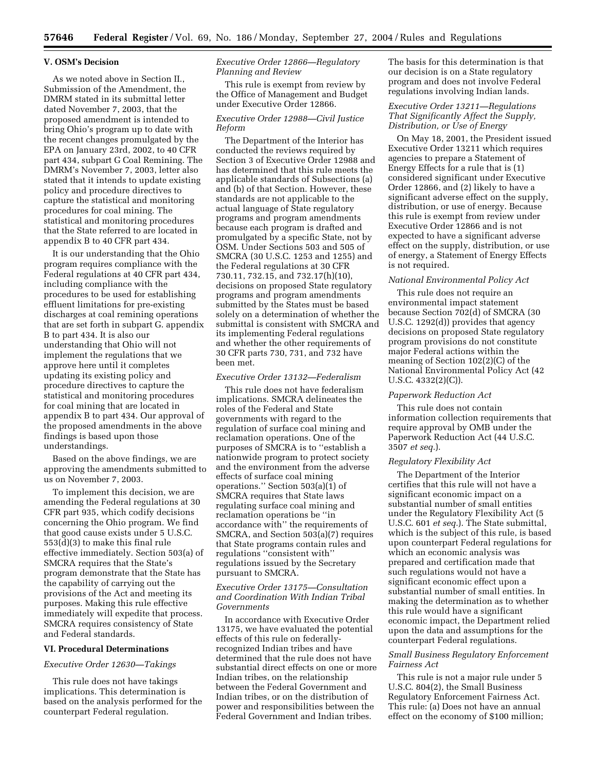## V. OSM's Decision

As we noted above in Section II., Submission of the Amendment, the DMRM stated in its submittal letter dated November 7, 2003, that the proposed amendment is intended to bring Ohio's program up to date with the recent changes promulgated by the EPA on January 23rd, 2002, to 40 CFR part 434, subpart G Coal Remining. The DMRM's November 7, 2003, letter also stated that it intends to update existing policy and procedure directives to capture the statistical and monitoring procedures for coal mining. The statistical and monitoring procedures that the State referred to are located in appendix B to 40 CFR part 434.

It is our understanding that the Ohio program requires compliance with the Federal regulations at 40 CFR part 434, including compliance with the procedures to be used for establishing effluent limitations for pre-existing discharges at coal remining operations that are set forth in subpart G. appendix B to part 434. It is also our understanding that Ohio will not implement the regulations that we approve here until it completes updating its existing policy and procedure directives to capture the statistical and monitoring procedures for coal mining that are located in appendix B to part 434. Our approval of the proposed amendments in the above findings is based upon those understandings.

Based on the above findings, we are approving the amendments submitted to us on November 7, 2003.

To implement this decision, we are amending the Federal regulations at 30 CFR part 935, which codify decisions concerning the Ohio program. We find that good cause exists under 5 U.S.C. 553(d)(3) to make this final rule effective immediately. Section 503(a) of SMCRA requires that the State's program demonstrate that the State has the capability of carrying out the provisions of the Act and meeting its purposes. Making this rule effective immediately will expedite that process. SMCRA requires consistency of State and Federal standards.

## VI. Procedural Determinations

*Executive Order 12630—Takings*

This rule does not have takings implications. This determination is based on the analysis performed for the counterpart Federal regulation.

*Executive Order 12866—Regulatory Planning and Review*

This rule is exempt from review by the Office of Management and Budget under Executive Order 12866.

*Executive Order 12988—Civil Justice Reform*

The Department of the Interior has conducted the reviews required by Section 3 of Executive Order 12988 and has determined that this rule meets the applicable standards of Subsections (a) and (b) of that Section. However, these standards are not applicable to the actual language of State regulatory programs and program amendments because each program is drafted and promulgated by a specific State, not by OSM. Under Sections 503 and 505 of SMCRA (30 U.S.C. 1253 and 1255) and the Federal regulations at 30 CFR 730.11, 732.15, and 732.17(h)(10), decisions on proposed State regulatory programs and program amendments submitted by the States must be based solely on a determination of whether the submittal is consistent with SMCRA and its implementing Federal regulations and whether the other requirements of 30 CFR parts 730, 731, and 732 have been met.

*Executive Order 13132—Federalism*

This rule does not have federalism implications. SMCRA delineates the roles of the Federal and State governments with regard to the regulation of surface coal mining and reclamation operations. One of the purposes of SMCRA is to "establish a nationwide program to protect society and the environment from the adverse effects of surface coal mining operations." Section 503(a)(1) of SMCRA requires that State laws regulating surface coal mining and reclamation operations be "in accordance with" the requirements of SMCRA, and Section 503(a)(7) requires that State programs contain rules and regulations "consistent with" regulations issued by the Secretary pursuant to SMCRA.

*Executive Order 13175—Consultation and Coordination With Indian Tribal Governments*

In accordance with Executive Order 13175, we have evaluated the potential effects of this rule on federally-recognized Indian tribes and have determined that the rule does not have substantial direct effects on one or more Indian tribes, on the relationship between the Federal Government and Indian tribes, or on the distribution of power and responsibilities between the Federal Government and Indian tribes. The basis for this determination is that our decision is on a State regulatory program and does not involve Federal regulations involving Indian lands.

*Executive Order 13211—Regulations That Significantly Affect the Supply, Distribution, or Use of Energy*

On May 18, 2001, the President issued Executive Order 13211 which requires agencies to prepare a Statement of Energy Effects for a rule that is (1) considered significant under Executive Order 12866, and (2) likely to have a significant adverse effect on the supply, distribution, or use of energy. Because this rule is exempt from review under Executive Order 12866 and is not expected to have a significant adverse effect on the supply, distribution, or use of energy, a Statement of Energy Effects is not required.

*National Environmental Policy Act*

This rule does not require an environmental impact statement because Section 702(d) of SMCRA (30 U.S.C. 1292(d)) provides that agency decisions on proposed State regulatory program provisions do not constitute major Federal actions within the meaning of Section 102(2)(C) of the National Environmental Policy Act (42 U.S.C. 4332(2)(C)).

*Paperwork Reduction Act*

This rule does not contain information collection requirements that require approval by OMB under the Paperwork Reduction Act (44 U.S.C. 3507 *et seq.*).

*Regulatory Flexibility Act*

The Department of the Interior certifies that this rule will not have a significant economic impact on a substantial number of small entities under the Regulatory Flexibility Act (5 U.S.C. 601 *et seq.*). The State submittal, which is the subject of this rule, is based upon counterpart Federal regulations for which an economic analysis was prepared and certification made that such regulations would not have a significant economic effect upon a substantial number of small entities. In making the determination as to whether this rule would have a significant economic impact, the Department relied upon the data and assumptions for the counterpart Federal regulations.

*Small Business Regulatory Enforcement Fairness Act*

This rule is not a major rule under 5 U.S.C. 804(2), the Small Business Regulatory Enforcement Fairness Act. This rule: (a) Does not have an annual effect on the economy of $100 million;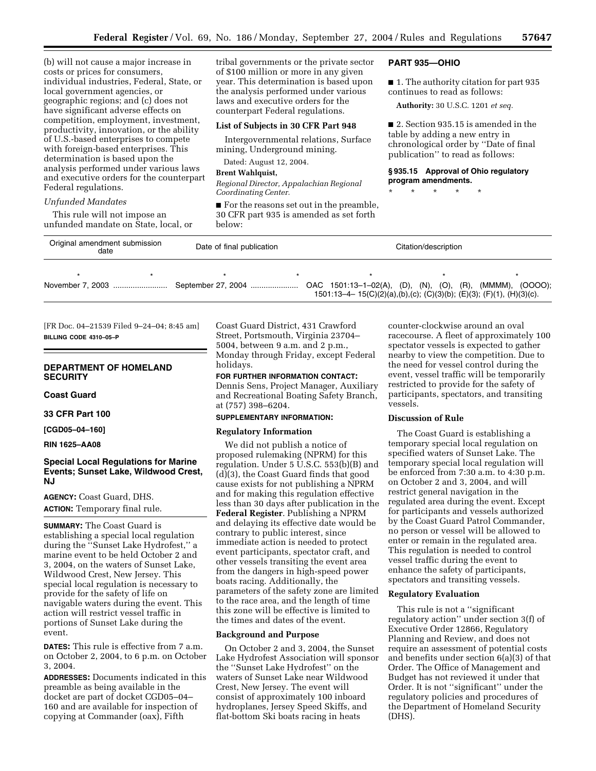(b) will not cause a major increase in costs or prices for consumers, individual industries, Federal, State, or local government agencies, or geographic regions; and (c) does not have significant adverse effects on competition, employment, investment, productivity, innovation, or the ability of U.S.-based enterprises to compete with foreign-based enterprises. This determination is based upon the analysis performed under various laws and executive orders for the counterpart Federal regulations.

*Unfunded Mandates*

This rule will not impose an unfunded mandate on State, local, or tribal governments or the private sector of $100 million or more in any given year. This determination is based upon the analysis performed under various laws and executive orders for the counterpart Federal regulations.

**List of Subjects in 30 CFR Part 948**

Intergovernmental relations, Surface mining, Underground mining.

Dated: August 12, 2004.

**Brent Wahlquist,**

*Regional Director, Appalachian Regional Coordinating Center.*

■ For the reasons set out in the preamble, 30 CFR part 935 is amended as set forth below:

**PART 935—OHIO**

■ 1. The authority citation for part 935 continues to read as follows:

**Authority:** 30 U.S.C. 1201 *et seq.*

■ 2. Section 935.15 is amended in the table by adding a new entry in chronological order by ''Date of final publication'' to read as follows:

**§ 935.15 Approval of Ohio regulatory program amendments.**

\* \* \* \* \*

| Original amendment submission date | Date of final publication | Citation/description |
|---|---|---|
| \* \* | \* \* | \* \* \* |
| November 7, 2003 ......................... | September 27, 2004 ...................... | OAC 1501:13–1–02(A), (D), (N), (O), (R), (MMMM), (OOOO); 1501:13–4– 15(C)(2)(a),(b),(c); (C)(3)(b); (E)(3); (F)(1), (H)(3)(c). |

[FR Doc. 04–21539 Filed 9–24–04; 8:45 am]

**BILLING CODE 4310–05–P**

## DEPARTMENT OF HOMELAND SECURITY

### Coast Guard

### 33 CFR Part 100

**[CGD05–04–160]**

**RIN 1625–AA08**

### Special Local Regulations for Marine Events; Sunset Lake, Wildwood Crest, NJ

**AGENCY:** Coast Guard, DHS.

**ACTION:** Temporary final rule.

**SUMMARY:** The Coast Guard is establishing a special local regulation during the ''Sunset Lake Hydrofest,'' a marine event to be held October 2 and 3, 2004, on the waters of Sunset Lake, Wildwood Crest, New Jersey. This special local regulation is necessary to provide for the safety of life on navigable waters during the event. This action will restrict vessel traffic in portions of Sunset Lake during the event.

**DATES:** This rule is effective from 7 a.m. on October 2, 2004, to 6 p.m. on October 3, 2004.

**ADDRESSES:** Documents indicated in this preamble as being available in the docket are part of docket CGD05–04–160 and are available for inspection or copying at Commander (oax), Fifth Coast Guard District, 431 Crawford Street, Portsmouth, Virginia 23704–5004, between 9 a.m. and 2 p.m., Monday through Friday, except Federal holidays.

**FOR FURTHER INFORMATION CONTACT:** Dennis Sens, Project Manager, Auxiliary and Recreational Boating Safety Branch, at (757) 398–6204.

**SUPPLEMENTARY INFORMATION:**

**Regulatory Information**

We did not publish a notice of proposed rulemaking (NPRM) for this regulation. Under 5 U.S.C. 553(b)(B) and (d)(3), the Coast Guard finds that good cause exists for not publishing a NPRM and for making this regulation effective less than 30 days after publication in the **Federal Register**. Publishing a NPRM and delaying its effective date would be contrary to public interest, since immediate action is needed to protect event participants, spectator craft, and other vessels transiting the event area from the dangers in high-speed power boats racing. Additionally, the parameters of the safety zone are limited to the race area, and the length of time this zone will be effective is limited to the times and dates of the event.

**Background and Purpose**

On October 2 and 3, 2004, the Sunset Lake Hydrofest Association will sponsor the ''Sunset Lake Hydrofest'' on the waters of Sunset Lake near Wildwood Crest, New Jersey. The event will consist of approximately 100 inboard hydroplanes, Jersey Speed Skiffs, and flat-bottom Ski boats racing in heats counter-clockwise around an oval racecourse. A fleet of approximately 100 spectator vessels is expected to gather nearby to view the competition. Due to the need for vessel control during the event, vessel traffic will be temporarily restricted to provide for the safety of participants, spectators, and transiting vessels.

**Discussion of Rule**

The Coast Guard is establishing a temporary special local regulation on specified waters of Sunset Lake. The temporary special local regulation will be enforced from 7:30 a.m. to 4:30 p.m. on October 2 and 3, 2004, and will restrict general navigation in the regulated area during the event. Except for participants and vessels authorized by the Coast Guard Patrol Commander, no person or vessel will be allowed to enter or remain in the regulated area. This regulation is needed to control vessel traffic during the event to enhance the safety of participants, spectators and transiting vessels.

**Regulatory Evaluation**

This rule is not a ''significant regulatory action'' under section 3(f) of Executive Order 12866, Regulatory Planning and Review, and does not require an assessment of potential costs and benefits under section 6(a)(3) of that Order. The Office of Management and Budget has not reviewed it under that Order. It is not ''significant'' under the regulatory policies and procedures of the Department of Homeland Security (DHS).